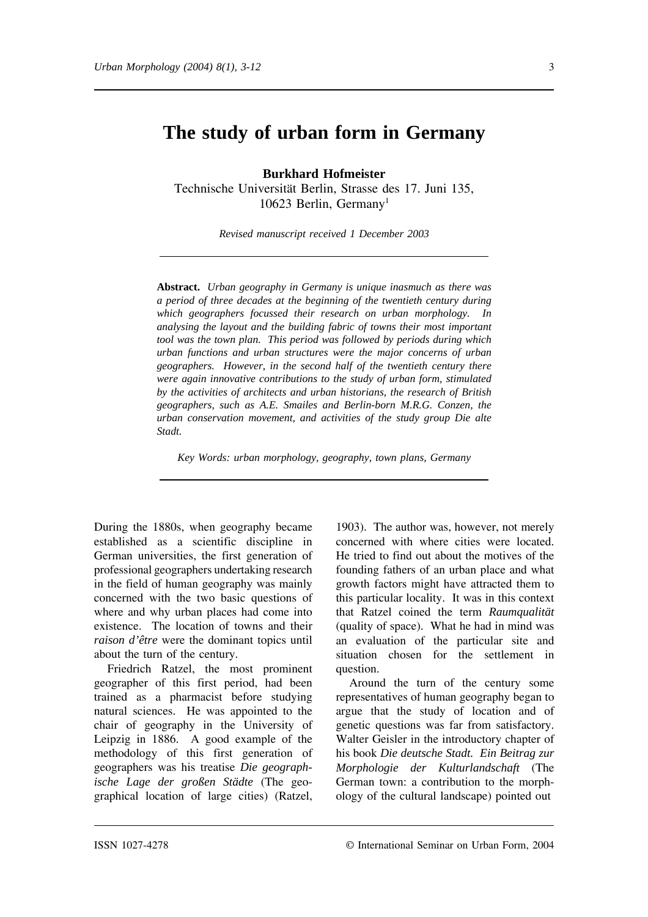# The study of urban form in Germany

**Burkhard Hofmeister**

Technische Universität Berlin, Strasse des 17. Juni 135, 10623 Berlin, Germany[1]

*Revised manuscript received 1 December 2003*

**Abstract.** *Urban geography in Germany is unique inasmuch as there was a period of three decades at the beginning of the twentieth century during which geographers focussed their research on urban morphology. In analysing the layout and the building fabric of towns their most important tool was the town plan. This period was followed by periods during which urban functions and urban structures were the major concerns of urban geographers. However, in the second half of the twentieth century there were again innovative contributions to the study of urban form, stimulated by the activities of architects and urban historians, the research of British geographers, such as A.E. Smailes and Berlin-born M.R.G. Conzen, the urban conservation movement, and activities of the study group Die alte Stadt.*

*Key Words: urban morphology, geography, town plans, Germany*

During the 1880s, when geography became established as a scientific discipline in German universities, the first generation of professional geographers undertaking research in the field of human geography was mainly concerned with the two basic questions of where and why urban places had come into existence. The location of towns and their *raison d'être* were the dominant topics until about the turn of the century.

Friedrich Ratzel, the most prominent geographer of this first period, had been trained as a pharmacist before studying natural sciences. He was appointed to the chair of geography in the University of Leipzig in 1886. A good example of the methodology of this first generation of geographers was his treatise *Die geographische Lage der großen Städte* (The geographical location of large cities) (Ratzel, 1903). The author was, however, not merely concerned with where cities were located. He tried to find out about the motives of the founding fathers of an urban place and what growth factors might have attracted them to this particular locality. It was in this context that Ratzel coined the term *Raumqualität* (quality of space). What he had in mind was an evaluation of the particular site and situation chosen for the settlement in question.

Around the turn of the century some representatives of human geography began to argue that the study of location and of genetic questions was far from satisfactory. Walter Geisler in the introductory chapter of his book *Die deutsche Stadt. Ein Beitrag zur Morphologie der Kulturlandschaft* (The German town: a contribution to the morphology of the cultural landscape) pointed out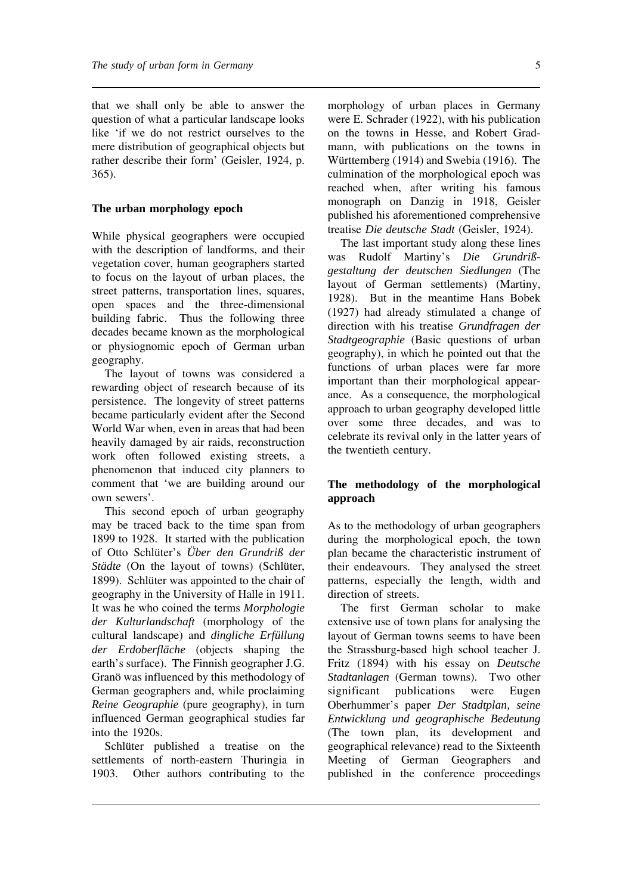that we shall only be able to answer the question of what a particular landscape looks like 'if we do not restrict ourselves to the mere distribution of geographical objects but rather describe their form' (Geisler, 1924, p. 365).

## The urban morphology epoch

While physical geographers were occupied with the description of landforms, and their vegetation cover, human geographers started to focus on the layout of urban places, the street patterns, transportation lines, squares, open spaces and the three-dimensional building fabric. Thus the following three decades became known as the morphological or physiognomic epoch of German urban geography.

The layout of towns was considered a rewarding object of research because of its persistence. The longevity of street patterns became particularly evident after the Second World War when, even in areas that had been heavily damaged by air raids, reconstruction work often followed existing streets, a phenomenon that induced city planners to comment that 'we are building around our own sewers'.

This second epoch of urban geography may be traced back to the time span from 1899 to 1928. It started with the publication of Otto Schlüter's *Über den Grundriß der Städte* (On the layout of towns) (Schlüter, 1899). Schlüter was appointed to the chair of geography in the University of Halle in 1911. It was he who coined the terms *Morphologie der Kulturlandschaft* (morphology of the cultural landscape) and *dingliche Erfüllung der Erdoberfläche* (objects shaping the earth's surface). The Finnish geographer J.G. Granö was influenced by this methodology of German geographers and, while proclaiming *Reine Geographie* (pure geography), in turn influenced German geographical studies far into the 1920s.

Schlüter published a treatise on the settlements of north-eastern Thuringia in 1903. Other authors contributing to the morphology of urban places in Germany were E. Schrader (1922), with his publication on the towns in Hesse, and Robert Gradmann, with publications on the towns in Württemberg (1914) and Swebia (1916). The culmination of the morphological epoch was reached when, after writing his famous monograph on Danzig in 1918, Geisler published his aforementioned comprehensive treatise *Die deutsche Stadt* (Geisler, 1924).

The last important study along these lines was Rudolf Martiny's *Die Grundrißgestaltung der deutschen Siedlungen* (The layout of German settlements) (Martiny, 1928). But in the meantime Hans Bobek (1927) had already stimulated a change of direction with his treatise *Grundfragen der Stadtgeographie* (Basic questions of urban geography), in which he pointed out that the functions of urban places were far more important than their morphological appearance. As a consequence, the morphological approach to urban geography developed little over some three decades, and was to celebrate its revival only in the latter years of the twentieth century.

## The methodology of the morphological approach

As to the methodology of urban geographers during the morphological epoch, the town plan became the characteristic instrument of their endeavours. They analysed the street patterns, especially the length, width and direction of streets.

The first German scholar to make extensive use of town plans for analysing the layout of German towns seems to have been the Strassburg-based high school teacher J. Fritz (1894) with his essay on *Deutsche Stadtanlagen* (German towns). Two other significant publications were Eugen Oberhummer's paper *Der Stadtplan, seine Entwicklung und geographische Bedeutung* (The town plan, its development and geographical relevance) read to the Sixteenth Meeting of German Geographers and published in the conference proceedings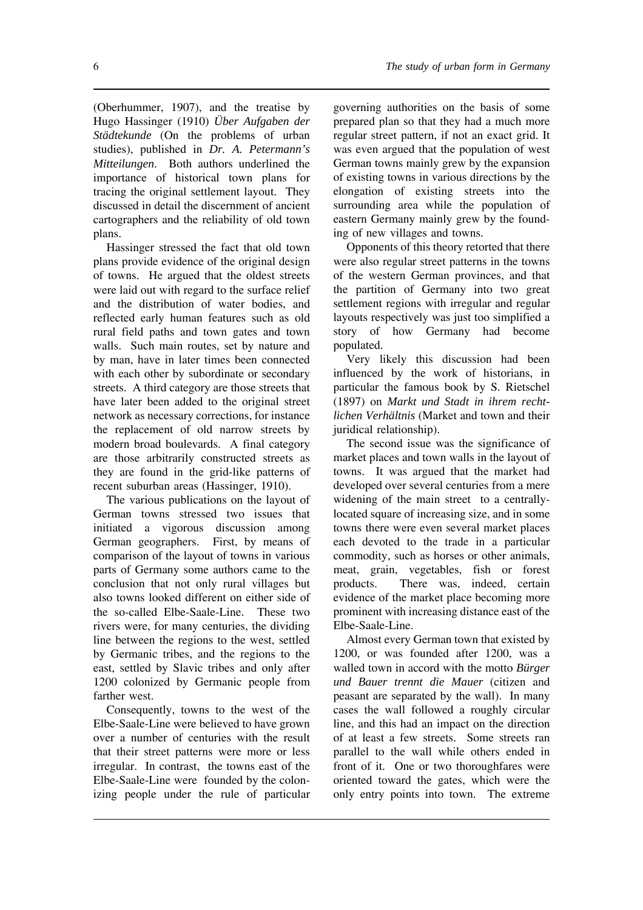(Oberhummer, 1907), and the treatise by Hugo Hassinger (1910) *Über Aufgaben der Städtekunde* (On the problems of urban studies), published in *Dr. A. Petermann's Mitteilungen*. Both authors underlined the importance of historical town plans for tracing the original settlement layout. They discussed in detail the discernment of ancient cartographers and the reliability of old town plans.

Hassinger stressed the fact that old town plans provide evidence of the original design of towns. He argued that the oldest streets were laid out with regard to the surface relief and the distribution of water bodies, and reflected early human features such as old rural field paths and town gates and town walls. Such main routes, set by nature and by man, have in later times been connected with each other by subordinate or secondary streets. A third category are those streets that have later been added to the original street network as necessary corrections, for instance the replacement of old narrow streets by modern broad boulevards. A final category are those arbitrarily constructed streets as they are found in the grid-like patterns of recent suburban areas (Hassinger, 1910).

The various publications on the layout of German towns stressed two issues that initiated a vigorous discussion among German geographers. First, by means of comparison of the layout of towns in various parts of Germany some authors came to the conclusion that not only rural villages but also towns looked different on either side of the so-called Elbe-Saale-Line. These two rivers were, for many centuries, the dividing line between the regions to the west, settled by Germanic tribes, and the regions to the east, settled by Slavic tribes and only after 1200 colonized by Germanic people from farther west.

Consequently, towns to the west of the Elbe-Saale-Line were believed to have grown over a number of centuries with the result that their street patterns were more or less irregular. In contrast, the towns east of the Elbe-Saale-Line were founded by the colonizing people under the rule of particular governing authorities on the basis of some prepared plan so that they had a much more regular street pattern, if not an exact grid. It was even argued that the population of west German towns mainly grew by the expansion of existing towns in various directions by the elongation of existing streets into the surrounding area while the population of eastern Germany mainly grew by the founding of new villages and towns.

Opponents of this theory retorted that there were also regular street patterns in the towns of the western German provinces, and that the partition of Germany into two great settlement regions with irregular and regular layouts respectively was just too simplified a story of how Germany had become populated.

Very likely this discussion had been influenced by the work of historians, in particular the famous book by S. Rietschel (1897) on *Markt und Stadt in ihrem rechtlichen Verhältnis* (Market and town and their juridical relationship).

The second issue was the significance of market places and town walls in the layout of towns. It was argued that the market had developed over several centuries from a mere widening of the main street to a centrally-located square of increasing size, and in some towns there were even several market places each devoted to the trade in a particular commodity, such as horses or other animals, meat, grain, vegetables, fish or forest products. There was, indeed, certain evidence of the market place becoming more prominent with increasing distance east of the Elbe-Saale-Line.

Almost every German town that existed by 1200, or was founded after 1200, was a walled town in accord with the motto *Bürger und Bauer trennt die Mauer* (citizen and peasant are separated by the wall). In many cases the wall followed a roughly circular line, and this had an impact on the direction of at least a few streets. Some streets ran parallel to the wall while others ended in front of it. One or two thoroughfares were oriented toward the gates, which were the only entry points into town. The extreme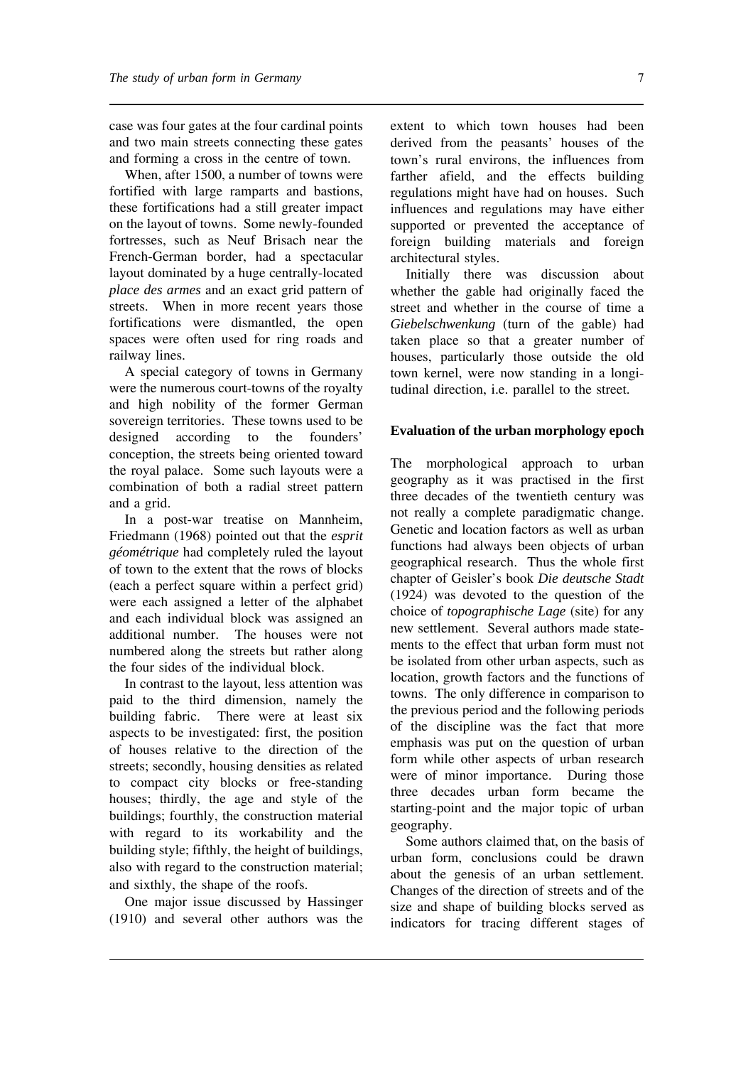case was four gates at the four cardinal points and two main streets connecting these gates and forming a cross in the centre of town.

When, after 1500, a number of towns were fortified with large ramparts and bastions, these fortifications had a still greater impact on the layout of towns. Some newly-founded fortresses, such as Neuf Brisach near the French-German border, had a spectacular layout dominated by a huge centrally-located *place des armes* and an exact grid pattern of streets. When in more recent years those fortifications were dismantled, the open spaces were often used for ring roads and railway lines.

A special category of towns in Germany were the numerous court-towns of the royalty and high nobility of the former German sovereign territories. These towns used to be designed according to the founders' conception, the streets being oriented toward the royal palace. Some such layouts were a combination of both a radial street pattern and a grid.

In a post-war treatise on Mannheim, Friedmann (1968) pointed out that the *esprit géométrique* had completely ruled the layout of town to the extent that the rows of blocks (each a perfect square within a perfect grid) were each assigned a letter of the alphabet and each individual block was assigned an additional number. The houses were not numbered along the streets but rather along the four sides of the individual block.

In contrast to the layout, less attention was paid to the third dimension, namely the building fabric. There were at least six aspects to be investigated: first, the position of houses relative to the direction of the streets; secondly, housing densities as related to compact city blocks or free-standing houses; thirdly, the age and style of the buildings; fourthly, the construction material with regard to its workability and the building style; fifthly, the height of buildings, also with regard to the construction material; and sixthly, the shape of the roofs.

One major issue discussed by Hassinger (1910) and several other authors was the extent to which town houses had been derived from the peasants' houses of the town's rural environs, the influences from farther afield, and the effects building regulations might have had on houses. Such influences and regulations may have either supported or prevented the acceptance of foreign building materials and foreign architectural styles.

Initially there was discussion about whether the gable had originally faced the street and whether in the course of time a *Giebelschwenkung* (turn of the gable) had taken place so that a greater number of houses, particularly those outside the old town kernel, were now standing in a longitudinal direction, i.e. parallel to the street.

## Evaluation of the urban morphology epoch

The morphological approach to urban geography as it was practised in the first three decades of the twentieth century was not really a complete paradigmatic change. Genetic and location factors as well as urban functions had always been objects of urban geographical research. Thus the whole first chapter of Geisler's book *Die deutsche Stadt* (1924) was devoted to the question of the choice of *topographische Lage* (site) for any new settlement. Several authors made statements to the effect that urban form must not be isolated from other urban aspects, such as location, growth factors and the functions of towns. The only difference in comparison to the previous period and the following periods of the discipline was the fact that more emphasis was put on the question of urban form while other aspects of urban research were of minor importance. During those three decades urban form became the starting-point and the major topic of urban geography.

Some authors claimed that, on the basis of urban form, conclusions could be drawn about the genesis of an urban settlement. Changes of the direction of streets and of the size and shape of building blocks served as indicators for tracing different stages of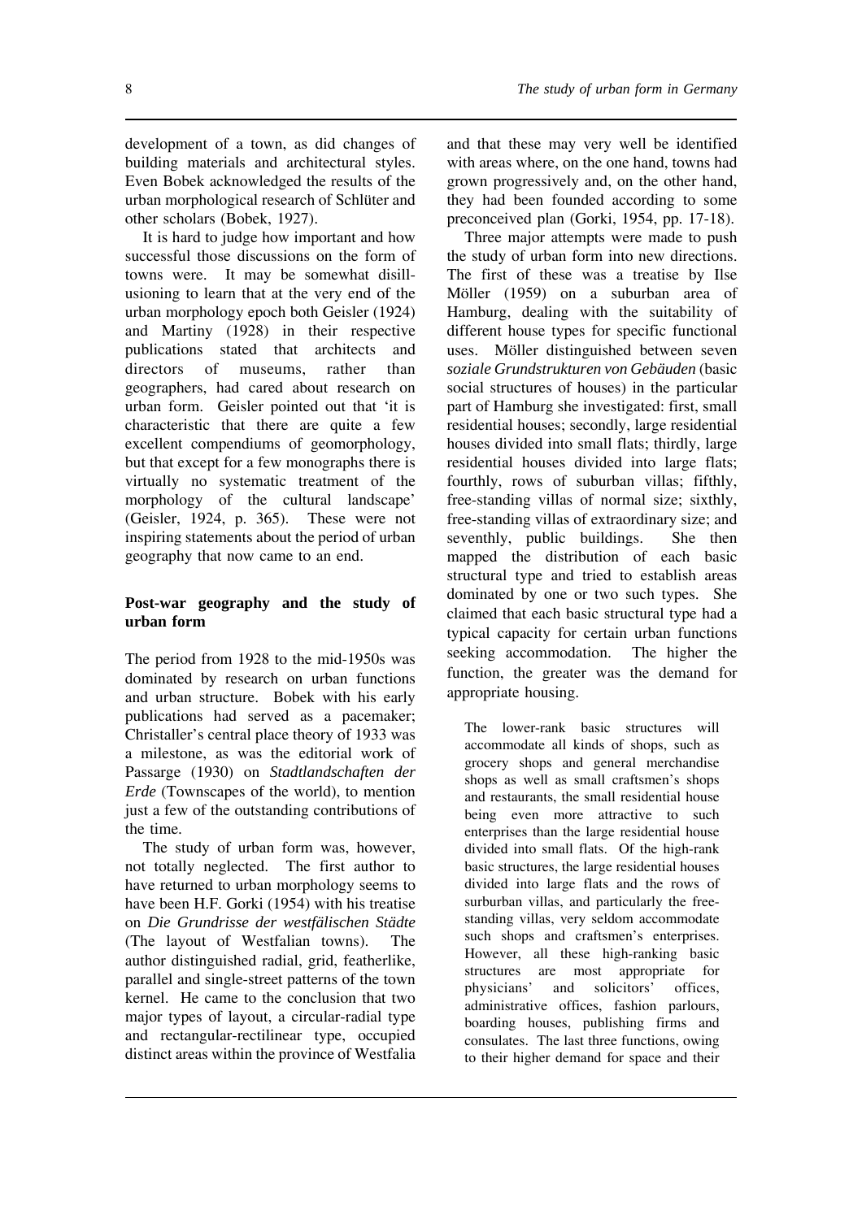development of a town, as did changes of building materials and architectural styles. Even Bobek acknowledged the results of the urban morphological research of Schlüter and other scholars (Bobek, 1927).

It is hard to judge how important and how successful those discussions on the form of towns were. It may be somewhat disillusioning to learn that at the very end of the urban morphology epoch both Geisler (1924) and Martiny (1928) in their respective publications stated that architects and directors of museums, rather than geographers, had cared about research on urban form. Geisler pointed out that 'it is characteristic that there are quite a few excellent compendiums of geomorphology, but that except for a few monographs there is virtually no systematic treatment of the morphology of the cultural landscape' (Geisler, 1924, p. 365). These were not inspiring statements about the period of urban geography that now came to an end.

## Post-war geography and the study of urban form

The period from 1928 to the mid-1950s was dominated by research on urban functions and urban structure. Bobek with his early publications had served as a pacemaker; Christaller's central place theory of 1933 was a milestone, as was the editorial work of Passarge (1930) on *Stadtlandschaften der Erde* (Townscapes of the world), to mention just a few of the outstanding contributions of the time.

The study of urban form was, however, not totally neglected. The first author to have returned to urban morphology seems to have been H.F. Gorki (1954) with his treatise on *Die Grundrisse der westfälischen Städte* (The layout of Westfalian towns). The author distinguished radial, grid, featherlike, parallel and single-street patterns of the town kernel. He came to the conclusion that two major types of layout, a circular-radial type and rectangular-rectilinear type, occupied distinct areas within the province of Westfalia and that these may very well be identified with areas where, on the one hand, towns had grown progressively and, on the other hand, they had been founded according to some preconceived plan (Gorki, 1954, pp. 17-18).

Three major attempts were made to push the study of urban form into new directions. The first of these was a treatise by Ilse Möller (1959) on a suburban area of Hamburg, dealing with the suitability of different house types for specific functional uses. Möller distinguished between seven *soziale Grundstrukturen von Gebäuden* (basic social structures of houses) in the particular part of Hamburg she investigated: first, small residential houses; secondly, large residential houses divided into small flats; thirdly, large residential houses divided into large flats; fourthly, rows of suburban villas; fifthly, free-standing villas of normal size; sixthly, free-standing villas of extraordinary size; and seventhly, public buildings. She then mapped the distribution of each basic structural type and tried to establish areas dominated by one or two such types. She claimed that each basic structural type had a typical capacity for certain urban functions seeking accommodation. The higher the function, the greater was the demand for appropriate housing.

> The lower-rank basic structures will accommodate all kinds of shops, such as grocery shops and general merchandise shops as well as small craftsmen's shops and restaurants, the small residential house being even more attractive to such enterprises than the large residential house divided into small flats. Of the high-rank basic structures, the large residential houses divided into large flats and the rows of surburban villas, and particularly the free-standing villas, very seldom accommodate such shops and craftsmen's enterprises. However, all these high-ranking basic structures are most appropriate for physicians' and solicitors' offices, administrative offices, fashion parlours, boarding houses, publishing firms and consulates. The last three functions, owing to their higher demand for space and their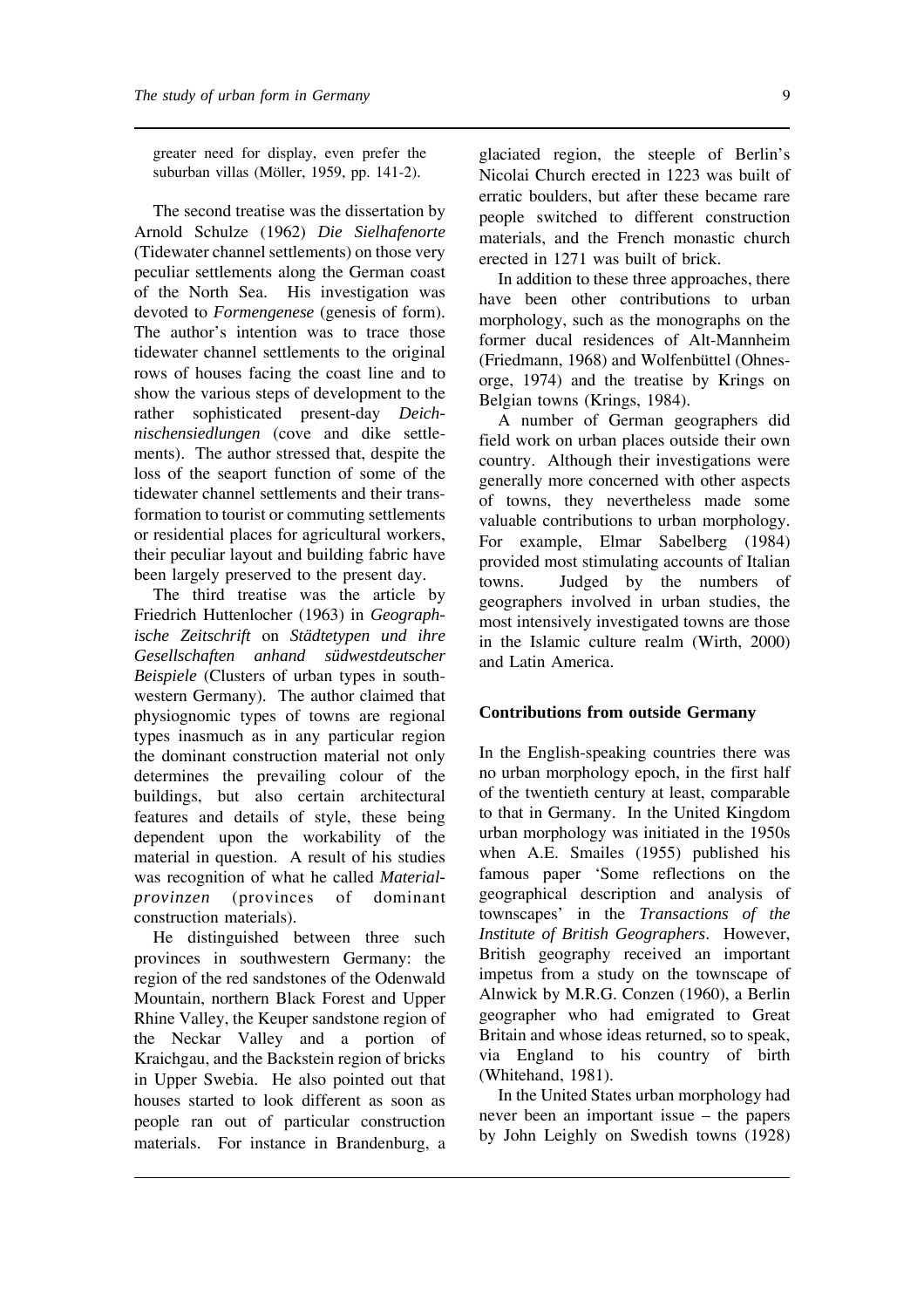greater need for display, even prefer the suburban villas (Möller, 1959, pp. 141-2).

The second treatise was the dissertation by Arnold Schulze (1962) *Die Sielhafenorte* (Tidewater channel settlements) on those very peculiar settlements along the German coast of the North Sea. His investigation was devoted to *Formengenese* (genesis of form). The author's intention was to trace those tidewater channel settlements to the original rows of houses facing the coast line and to show the various steps of development to the rather sophisticated present-day *Deichnischensiedlungen* (cove and dike settlements). The author stressed that, despite the loss of the seaport function of some of the tidewater channel settlements and their transformation to tourist or commuting settlements or residential places for agricultural workers, their peculiar layout and building fabric have been largely preserved to the present day.

The third treatise was the article by Friedrich Huttenlocher (1963) in *Geographische Zeitschrift* on *Städtetypen und ihre Gesellschaften anhand südwestdeutscher Beispiele* (Clusters of urban types in southwestern Germany). The author claimed that physiognomic types of towns are regional types inasmuch as in any particular region the dominant construction material not only determines the prevailing colour of the buildings, but also certain architectural features and details of style, these being dependent upon the workability of the material in question. A result of his studies was recognition of what he called *Materialprovinzen* (provinces of dominant construction materials).

He distinguished between three such provinces in southwestern Germany: the region of the red sandstones of the Odenwald Mountain, northern Black Forest and Upper Rhine Valley, the Keuper sandstone region of the Neckar Valley and a portion of Kraichgau, and the Backstein region of bricks in Upper Swebia. He also pointed out that houses started to look different as soon as people ran out of particular construction materials. For instance in Brandenburg, a glaciated region, the steeple of Berlin's Nicolai Church erected in 1223 was built of erratic boulders, but after these became rare people switched to different construction materials, and the French monastic church erected in 1271 was built of brick.

In addition to these three approaches, there have been other contributions to urban morphology, such as the monographs on the former ducal residences of Alt-Mannheim (Friedmann, 1968) and Wolfenbüttel (Ohnesorge, 1974) and the treatise by Krings on Belgian towns (Krings, 1984).

A number of German geographers did field work on urban places outside their own country. Although their investigations were generally more concerned with other aspects of towns, they nevertheless made some valuable contributions to urban morphology. For example, Elmar Sabelberg (1984) provided most stimulating accounts of Italian towns. Judged by the numbers of geographers involved in urban studies, the most intensively investigated towns are those in the Islamic culture realm (Wirth, 2000) and Latin America.

## Contributions from outside Germany

In the English-speaking countries there was no urban morphology epoch, in the first half of the twentieth century at least, comparable to that in Germany. In the United Kingdom urban morphology was initiated in the 1950s when A.E. Smailes (1955) published his famous paper 'Some reflections on the geographical description and analysis of townscapes' in the *Transactions of the Institute of British Geographers*. However, British geography received an important impetus from a study on the townscape of Alnwick by M.R.G. Conzen (1960), a Berlin geographer who had emigrated to Great Britain and whose ideas returned, so to speak, via England to his country of birth (Whitehand, 1981).

In the United States urban morphology had never been an important issue – the papers by John Leighly on Swedish towns (1928)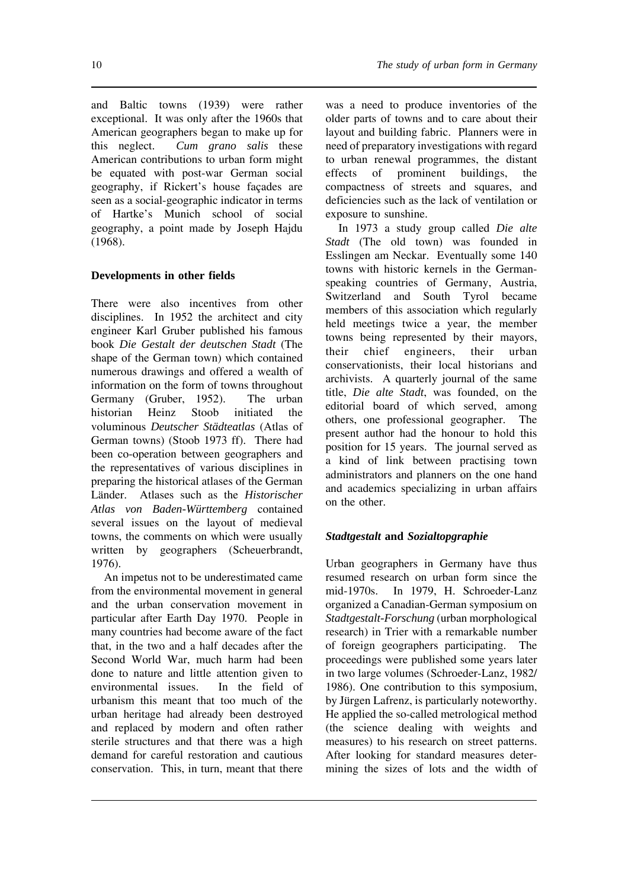and Baltic towns (1939) were rather exceptional. It was only after the 1960s that American geographers began to make up for this neglect. *Cum grano salis* these American contributions to urban form might be equated with post-war German social geography, if Rickert's house façades are seen as a social-geographic indicator in terms of Hartke's Munich school of social geography, a point made by Joseph Hajdu (1968).

### Developments in other fields

There were also incentives from other disciplines. In 1952 the architect and city engineer Karl Gruber published his famous book *Die Gestalt der deutschen Stadt* (The shape of the German town) which contained numerous drawings and offered a wealth of information on the form of towns throughout Germany (Gruber, 1952). The urban historian Heinz Stoob initiated the voluminous *Deutscher Städteatlas* (Atlas of German towns) (Stoob 1973 ff). There had been co-operation between geographers and the representatives of various disciplines in preparing the historical atlases of the German Länder. Atlases such as the *Historischer Atlas von Baden-Württemberg* contained several issues on the layout of medieval towns, the comments on which were usually written by geographers (Scheuerbrandt, 1976).

An impetus not to be underestimated came from the environmental movement in general and the urban conservation movement in particular after Earth Day 1970. People in many countries had become aware of the fact that, in the two and a half decades after the Second World War, much harm had been done to nature and little attention given to environmental issues. In the field of urbanism this meant that too much of the urban heritage had already been destroyed and replaced by modern and often rather sterile structures and that there was a high demand for careful restoration and cautious conservation. This, in turn, meant that there was a need to produce inventories of the older parts of towns and to care about their layout and building fabric. Planners were in need of preparatory investigations with regard to urban renewal programmes, the distant effects of prominent buildings, the compactness of streets and squares, and deficiencies such as the lack of ventilation or exposure to sunshine.

In 1973 a study group called *Die alte Stadt* (The old town) was founded in Esslingen am Neckar. Eventually some 140 towns with historic kernels in the German-speaking countries of Germany, Austria, Switzerland and South Tyrol became members of this association which regularly held meetings twice a year, the member towns being represented by their mayors, their chief engineers, their urban conservationists, their local historians and archivists. A quarterly journal of the same title, *Die alte Stadt*, was founded, on the editorial board of which served, among others, one professional geographer. The present author had the honour to hold this position for 15 years. The journal served as a kind of link between practising town administrators and planners on the one hand and academics specializing in urban affairs on the other.

### *Stadtgestalt* and *Sozialtopgraphie*

Urban geographers in Germany have thus resumed research on urban form since the mid-1970s. In 1979, H. Schroeder-Lanz organized a Canadian-German symposium on *Stadtgestalt-Forschung* (urban morphological research) in Trier with a remarkable number of foreign geographers participating. The proceedings were published some years later in two large volumes (Schroeder-Lanz, 1982/1986). One contribution to this symposium, by Jürgen Lafrenz, is particularly noteworthy. He applied the so-called metrological method (the science dealing with weights and measures) to his research on street patterns. After looking for standard measures determining the sizes of lots and the width of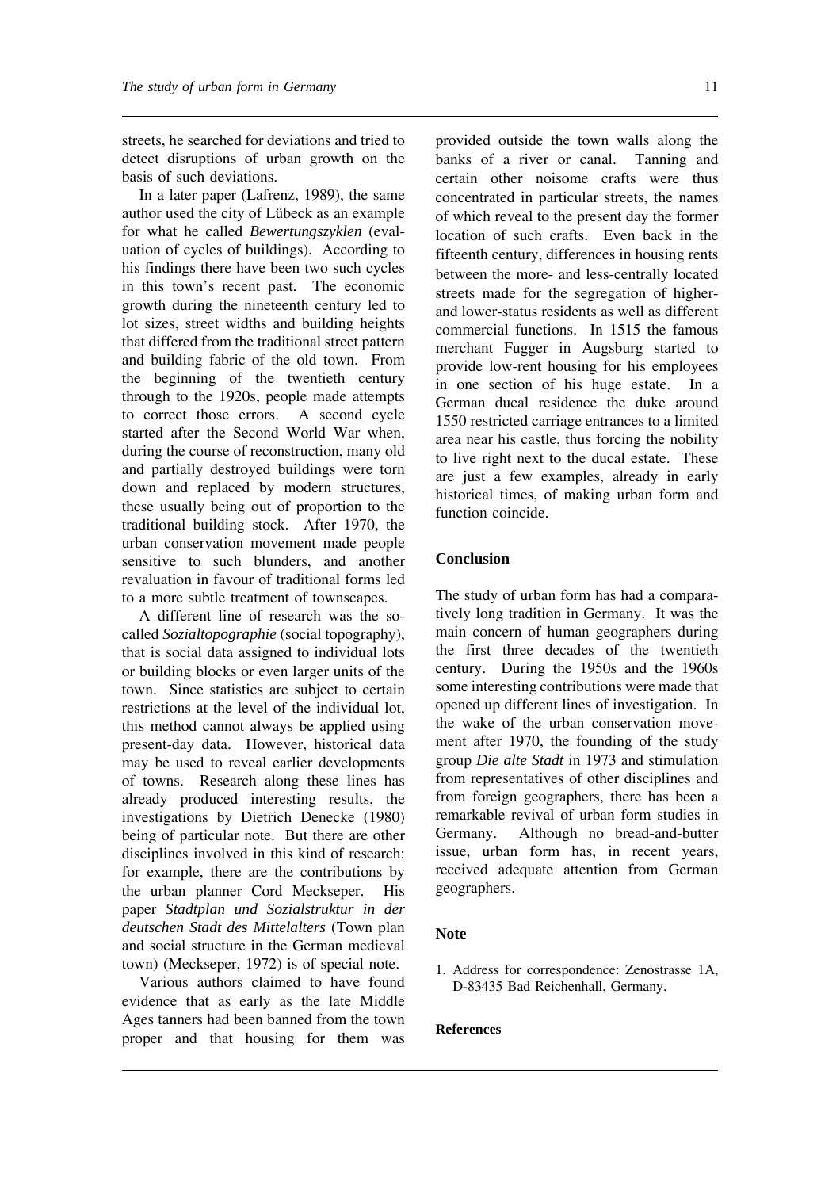streets, he searched for deviations and tried to detect disruptions of urban growth on the basis of such deviations.

In a later paper (Lafrenz, 1989), the same author used the city of Lübeck as an example for what he called *Bewertungszyklen* (evaluation of cycles of buildings). According to his findings there have been two such cycles in this town's recent past. The economic growth during the nineteenth century led to lot sizes, street widths and building heights that differed from the traditional street pattern and building fabric of the old town. From the beginning of the twentieth century through to the 1920s, people made attempts to correct those errors. A second cycle started after the Second World War when, during the course of reconstruction, many old and partially destroyed buildings were torn down and replaced by modern structures, these usually being out of proportion to the traditional building stock. After 1970, the urban conservation movement made people sensitive to such blunders, and another revaluation in favour of traditional forms led to a more subtle treatment of townscapes.

A different line of research was the so-called *Sozialtopographie* (social topography), that is social data assigned to individual lots or building blocks or even larger units of the town. Since statistics are subject to certain restrictions at the level of the individual lot, this method cannot always be applied using present-day data. However, historical data may be used to reveal earlier developments of towns. Research along these lines has already produced interesting results, the investigations by Dietrich Denecke (1980) being of particular note. But there are other disciplines involved in this kind of research: for example, there are the contributions by the urban planner Cord Meckseper. His paper *Stadtplan und Sozialstruktur in der deutschen Stadt des Mittelalters* (Town plan and social structure in the German medieval town) (Meckseper, 1972) is of special note.

Various authors claimed to have found evidence that as early as the late Middle Ages tanners had been banned from the town proper and that housing for them was provided outside the town walls along the banks of a river or canal. Tanning and certain other noisome crafts were thus concentrated in particular streets, the names of which reveal to the present day the former location of such crafts. Even back in the fifteenth century, differences in housing rents between the more- and less-centrally located streets made for the segregation of higher- and lower-status residents as well as different commercial functions. In 1515 the famous merchant Fugger in Augsburg started to provide low-rent housing for his employees in one section of his huge estate. In a German ducal residence the duke around 1550 restricted carriage entrances to a limited area near his castle, thus forcing the nobility to live right next to the ducal estate. These are just a few examples, already in early historical times, of making urban form and function coincide.

## Conclusion

The study of urban form has had a comparatively long tradition in Germany. It was the main concern of human geographers during the first three decades of the twentieth century. During the 1950s and the 1960s some interesting contributions were made that opened up different lines of investigation. In the wake of the urban conservation movement after 1970, the founding of the study group *Die alte Stadt* in 1973 and stimulation from representatives of other disciplines and from foreign geographers, there has been a remarkable revival of urban form studies in Germany. Although no bread-and-butter issue, urban form has, in recent years, received adequate attention from German geographers.

## Note

1. Address for correspondence: Zenostrasse 1A, D-83435 Bad Reichenhall, Germany.

## References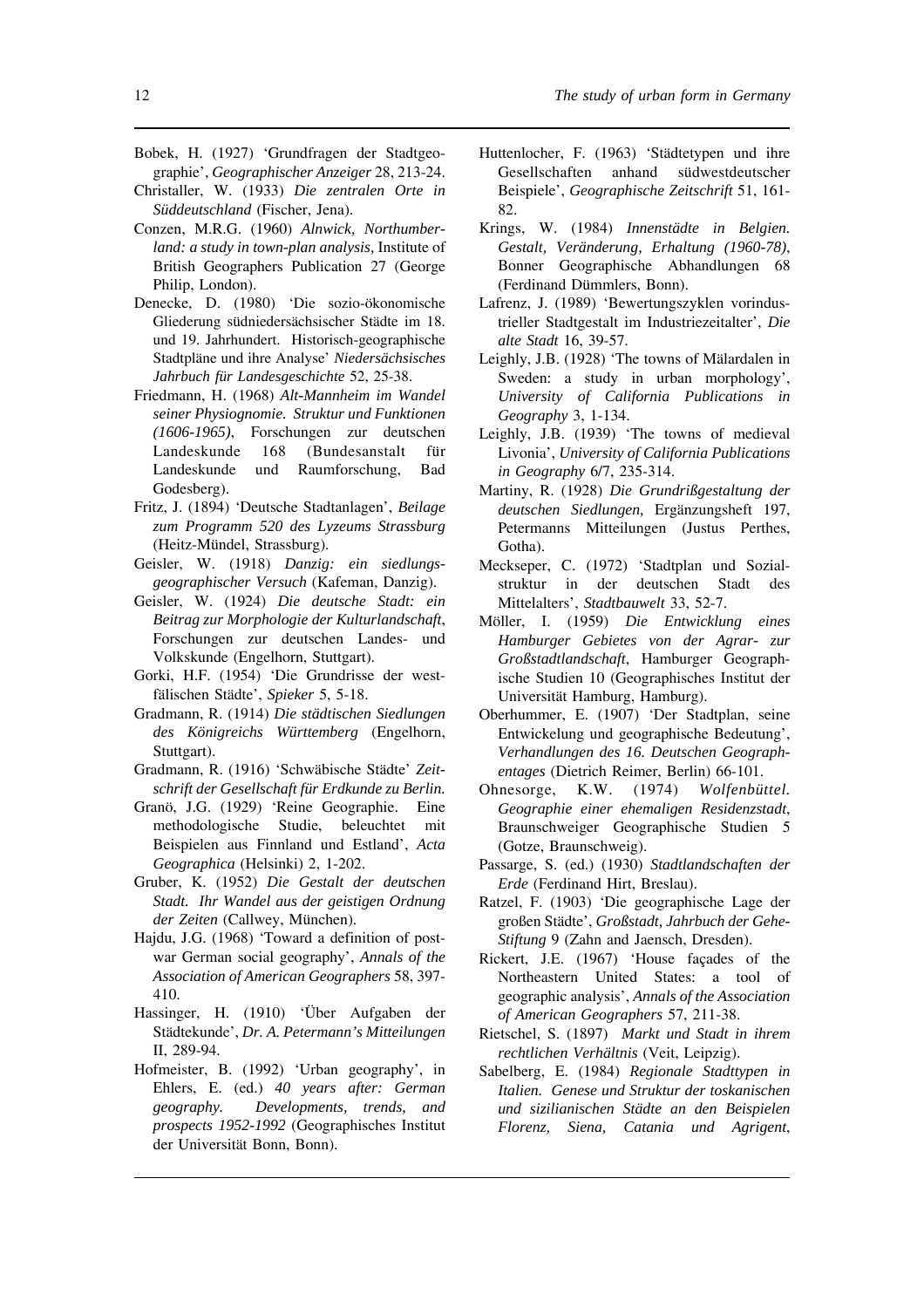Bobek, H. (1927) 'Grundfragen der Stadtgeographie', *Geographischer Anzeiger* 28, 213-24.

Christaller, W. (1933) *Die zentralen Orte in Süddeutschland* (Fischer, Jena).

Conzen, M.R.G. (1960) *Alnwick, Northumberland: a study in town-plan analysis,* Institute of British Geographers Publication 27 (George Philip, London).

Denecke, D. (1980) 'Die sozio-ökonomische Gliederung südniedersächsischer Städte im 18. und 19. Jahrhundert. Historisch-geographische Stadtpläne und ihre Analyse' *Niedersächsisches Jahrbuch für Landesgeschichte* 52, 25-38.

Friedmann, H. (1968) *Alt-Mannheim im Wandel seiner Physiognomie. Struktur und Funktionen (1606-1965)*, Forschungen zur deutschen Landeskunde 168 (Bundesanstalt für Landeskunde und Raumforschung, Bad Godesberg).

Fritz, J. (1894) 'Deutsche Stadtanlagen', *Beilage zum Programm 520 des Lyzeums Strassburg* (Heitz-Mündel, Strassburg).

Geisler, W. (1918) *Danzig: ein siedlungsgeographischer Versuch* (Kafeman, Danzig).

Geisler, W. (1924) *Die deutsche Stadt: ein Beitrag zur Morphologie der Kulturlandschaft*, Forschungen zur deutschen Landes- und Volkskunde (Engelhorn, Stuttgart).

Gorki, H.F. (1954) 'Die Grundrisse der westfälischen Städte', *Spieker* 5, 5-18.

Gradmann, R. (1914) *Die städtischen Siedlungen des Königreichs Württemberg* (Engelhorn, Stuttgart).

Gradmann, R. (1916) 'Schwäbische Städte' *Zeitschrift der Gesellschaft für Erdkunde zu Berlin.*

Granö, J.G. (1929) 'Reine Geographie. Eine methodologische Studie, beleuchtet mit Beispielen aus Finnland und Estland', *Acta Geographica* (Helsinki) 2, 1-202.

Gruber, K. (1952) *Die Gestalt der deutschen Stadt. Ihr Wandel aus der geistigen Ordnung der Zeiten* (Callwey, München).

Hajdu, J.G. (1968) 'Toward a definition of post-war German social geography', *Annals of the Association of American Geographers* 58, 397-410.

Hassinger, H. (1910) 'Über Aufgaben der Städtekunde', *Dr. A. Petermann's Mitteilungen* II, 289-94.

Hofmeister, B. (1992) 'Urban geography', in Ehlers, E. (ed.) *40 years after: German geography. Developments, trends, and prospects 1952-1992* (Geographisches Institut der Universität Bonn, Bonn).

Huttenlocher, F. (1963) 'Städtetypen und ihre Gesellschaften anhand südwestdeutscher Beispiele', *Geographische Zeitschrift* 51, 161-82.

Krings, W. (1984) *Innenstädte in Belgien. Gestalt, Veränderung, Erhaltung (1960-78)*, Bonner Geographische Abhandlungen 68 (Ferdinand Dümmlers, Bonn).

Lafrenz, J. (1989) 'Bewertungszyklen vorindustrieller Stadtgestalt im Industriezeitalter', *Die alte Stadt* 16, 39-57.

Leighly, J.B. (1928) 'The towns of Mälardalen in Sweden: a study in urban morphology', *University of California Publications in Geography* 3, 1-134.

Leighly, J.B. (1939) 'The towns of medieval Livonia', *University of California Publications in Geography* 6/7, 235-314.

Martiny, R. (1928) *Die Grundrißgestaltung der deutschen Siedlungen,* Ergänzungsheft 197, Petermanns Mitteilungen (Justus Perthes, Gotha).

Meckseper, C. (1972) 'Stadtplan und Sozialstruktur in der deutschen Stadt des Mittelalters', *Stadtbauwelt* 33, 52-7.

Möller, I. (1959) *Die Entwicklung eines Hamburger Gebietes von der Agrar- zur Großstadtlandschaft*, Hamburger Geographische Studien 10 (Geographisches Institut der Universität Hamburg, Hamburg).

Oberhummer, E. (1907) 'Der Stadtplan, seine Entwickelung und geographische Bedeutung', *Verhandlungen des 16. Deutschen Geographentages* (Dietrich Reimer, Berlin) 66-101.

Ohnesorge, K.W. (1974) *Wolfenbüttel. Geographie einer ehemaligen Residenzstadt*, Braunschweiger Geographische Studien 5 (Gotze, Braunschweig).

Passarge, S. (ed.) (1930) *Stadtlandschaften der Erde* (Ferdinand Hirt, Breslau).

Ratzel, F. (1903) 'Die geographische Lage der großen Städte', *Großstadt, Jahrbuch der Gehe-Stiftung* 9 (Zahn and Jaensch, Dresden).

Rickert, J.E. (1967) 'House façades of the Northeastern United States: a tool of geographic analysis', *Annals of the Association of American Geographers* 57, 211-38.

Rietschel, S. (1897) *Markt und Stadt in ihrem rechtlichen Verhältnis* (Veit, Leipzig).

Sabelberg, E. (1984) *Regionale Stadttypen in Italien. Genese und Struktur der toskanischen und sizilianischen Städte an den Beispielen Florenz, Siena, Catania und Agrigent*,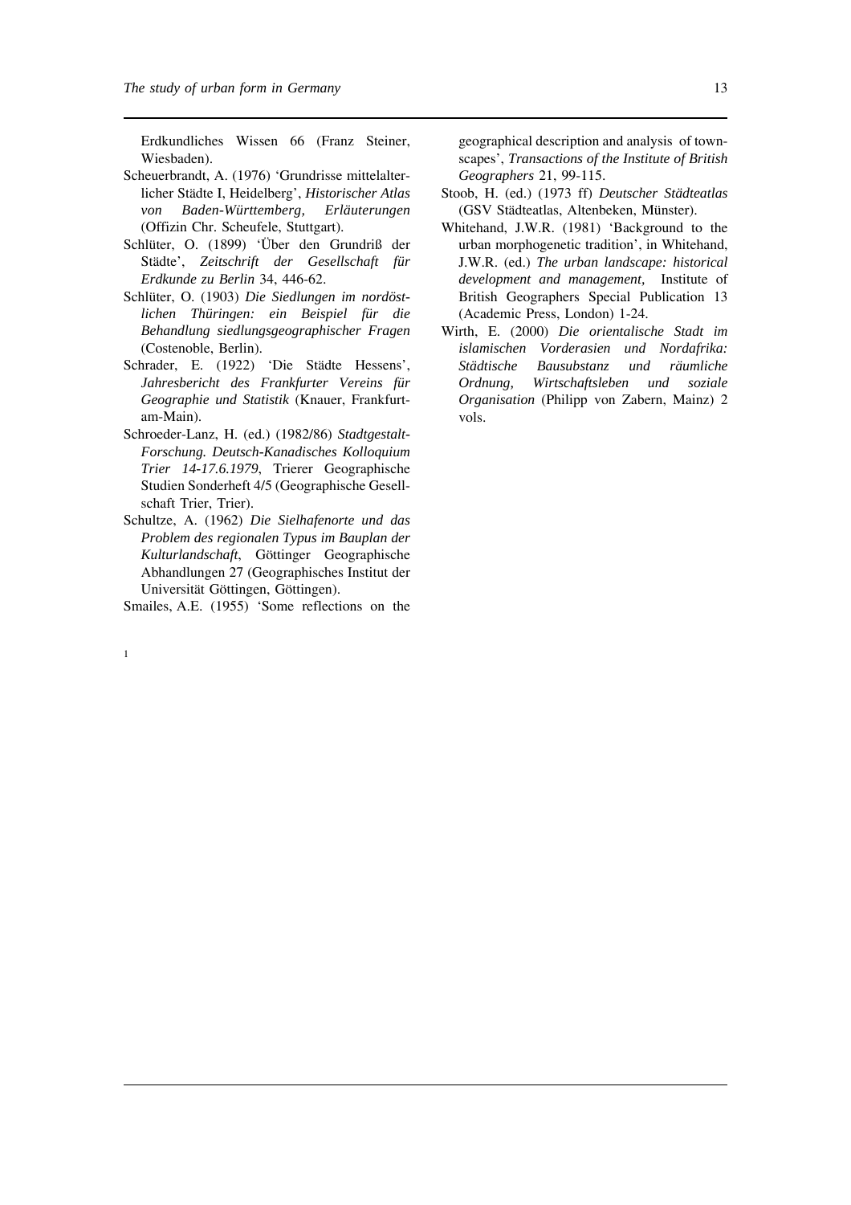Erdkundliches Wissen 66 (Franz Steiner, Wiesbaden).

Scheuerbrandt, A. (1976) 'Grundrisse mittelalterlicher Städte I, Heidelberg', *Historischer Atlas von Baden-Württemberg, Erläuterungen* (Offizin Chr. Scheufele, Stuttgart).

Schlüter, O. (1899) 'Über den Grundriß der Städte', *Zeitschrift der Gesellschaft für Erdkunde zu Berlin* 34, 446-62.

Schlüter, O. (1903) *Die Siedlungen im nordöstlichen Thüringen: ein Beispiel für die Behandlung siedlungsgeographischer Fragen* (Costenoble, Berlin).

Schrader, E. (1922) 'Die Städte Hessens', *Jahresbericht des Frankfurter Vereins für Geographie und Statistik* (Knauer, Frankfurt-am-Main).

Schroeder-Lanz, H. (ed.) (1982/86) *Stadtgestalt-Forschung. Deutsch-Kanadisches Kolloquium Trier 14-17.6.1979*, Trierer Geographische Studien Sonderheft 4/5 (Geographische Gesellschaft Trier, Trier).

Schultze, A. (1962) *Die Sielhafenorte und das Problem des regionalen Typus im Bauplan der Kulturlandschaft*, Göttinger Geographische Abhandlungen 27 (Geographisches Institut der Universität Göttingen, Göttingen).

Smailes, A.E. (1955) 'Some reflections on the geographical description and analysis of townscapes', *Transactions of the Institute of British Geographers* 21, 99-115.

Stoob, H. (ed.) (1973 ff) *Deutscher Städteatlas* (GSV Städteatlas, Altenbeken, Münster).

Whitehand, J.W.R. (1981) 'Background to the urban morphogenetic tradition', in Whitehand, J.W.R. (ed.) *The urban landscape: historical development and management,* Institute of British Geographers Special Publication 13 (Academic Press, London) 1-24.

Wirth, E. (2000) *Die orientalische Stadt im islamischen Vorderasien und Nordafrika: Städtische Bausubstanz und räumliche Ordnung, Wirtschaftsleben und soziale Organisation* (Philipp von Zabern, Mainz) 2 vols.

1